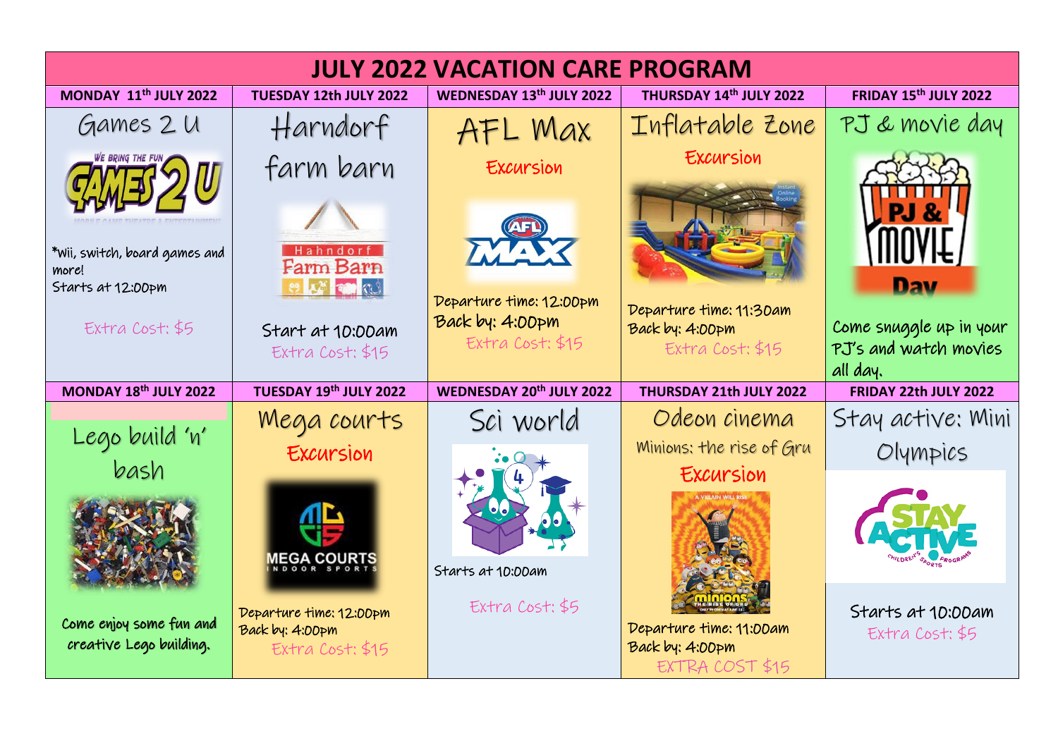# JULY 2022 VACATION CARE PROGRAM

| MONDAY 11th JULY 2022 | TUESDAY 12th JULY 2022 | WEDNESDAY 13th JULY 2022 | THURSDAY 14th JULY 2022 | FRIDAY 15th JULY 2022 |
|---|---|---|---|---|
| Games 2 U<br>*Wii, switch, board games and more!<br>Starts at 12:00pm<br>Extra Cost: $5 | Harndorf farm barn<br>Start at 10:00am<br>Extra Cost: $15 | AFL Max<br>Excursion<br>Departure time: 12:00pm<br>Back by: 4:00pm<br>Extra Cost: $15 | Inflatable Zone<br>Excursion<br>Departure time: 11:30am<br>Back by: 4:00pm<br>Extra Cost: $15 | PJ & movie day<br>Come snuggle up in your PJ's and watch movies all day. |
| **MONDAY 18th JULY 2022** | **TUESDAY 19th JULY 2022** | **WEDNESDAY 20th JULY 2022** | **THURSDAY 21th JULY 2022** | **FRIDAY 22th JULY 2022** |
| Lego build 'n' bash<br>Come enjoy some fun and creative Lego building. | Mega courts<br>Excursion<br>Departure time: 12:00pm<br>Back by: 4:00pm<br>Extra Cost: $15 | Sci world<br>Starts at 10:00am<br>Extra Cost: $5 | Odeon cinema<br>Minions: the rise of Gru<br>Excursion<br>Departure time: 11:00am<br>Back by: 4:00pm<br>EXTRA COST $15 | Stay active: Mini Olympics<br>Starts at 10:00am<br>Extra Cost: $5 |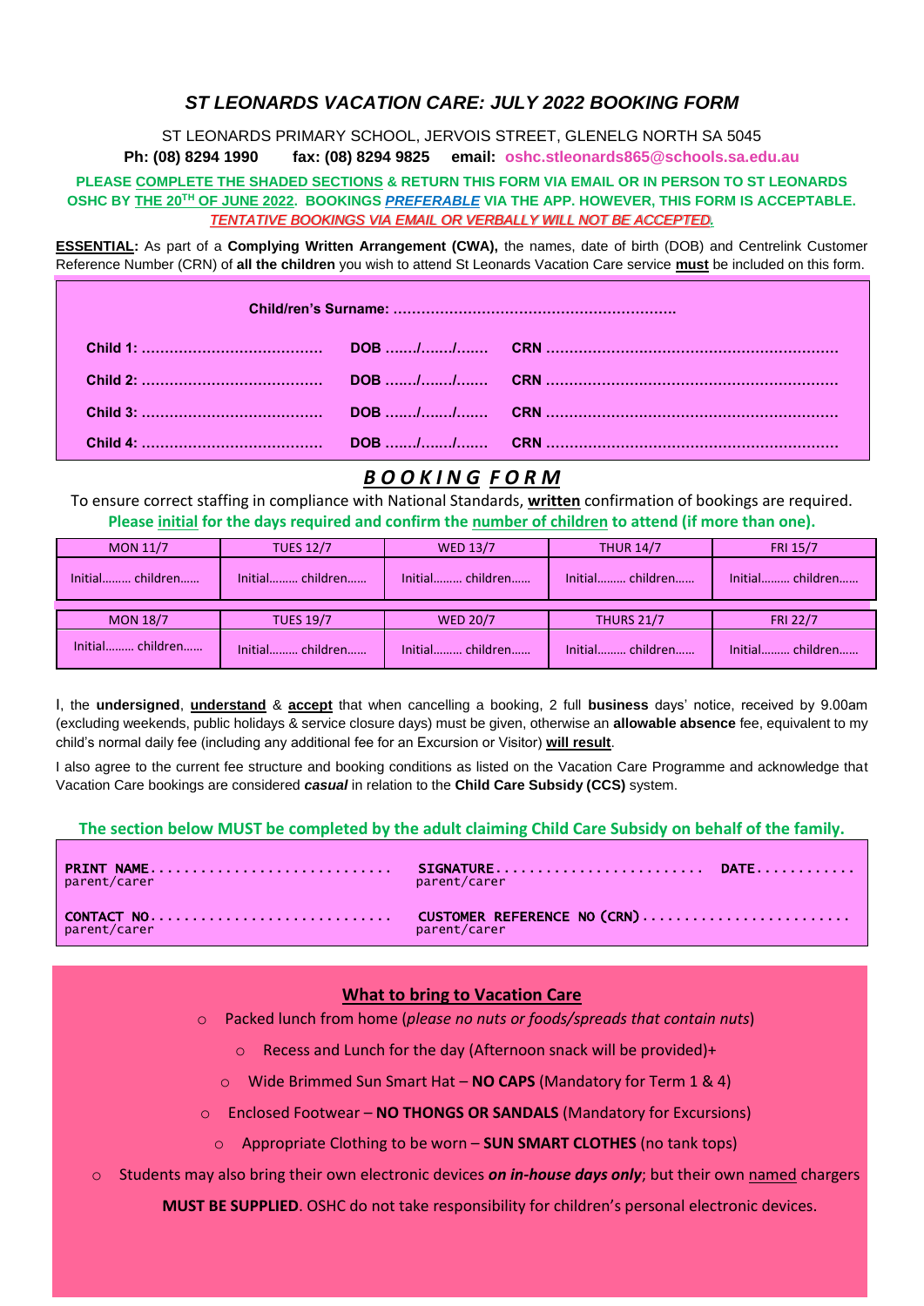# *ST LEONARDS VACATION CARE: JULY 2022 BOOKING FORM*

ST LEONARDS PRIMARY SCHOOL, JERVOIS STREET, GLENELG NORTH SA 5045

**Ph: (08) 8294 1990 fax: (08) 8294 9825 email: oshc.stleonards865@schools.sa.edu.au**

**PLEASE COMPLETE THE SHADED SECTIONS & RETURN THIS FORM VIA EMAIL OR IN PERSON TO ST LEONARDS OSHC BY THE 20TH OF JUNE 2022. BOOKINGS *PREFERABLE* VIA THE APP. HOWEVER, THIS FORM IS ACCEPTABLE.**

***TENTATIVE BOOKINGS VIA EMAIL OR VERBALLY WILL NOT BE ACCEPTED.***

**ESSENTIAL:** As part of a **Complying Written Arrangement (CWA),** the names, date of birth (DOB) and Centrelink Customer Reference Number (CRN) of **all the children** you wish to attend St Leonards Vacation Care service **must** be included on this form.

**Child/ren's Surname: ……………………………………………………**

| | | |
|---|---|---|
| **Child 1: ………………………………** | **DOB ……/……/……** | **CRN ……………………………………………………** |
| **Child 2: ………………………………** | **DOB ……/……/……** | **CRN ……………………………………………………** |
| **Child 3: ………………………………** | **DOB ……/……/……** | **CRN ……………………………………………………** |
| **Child 4: ………………………………** | **DOB ……/……/……** | **CRN ……………………………………………………** |

## ***B O O K I N G F O R M***

To ensure correct staffing in compliance with National Standards, **written** confirmation of bookings are required.

**Please initial for the days required and confirm the number of children to attend (if more than one).**

| MON 11/7 | TUES 12/7 | WED 13/7 | THUR 14/7 | FRI 15/7 |
|---|---|---|---|---|
| Initial……… children…… | Initial……… children…… | Initial……… children…… | Initial……… children…… | Initial……… children…… |
| **MON 18/7** | **TUES 19/7** | **WED 20/7** | **THURS 21/7** | **FRI 22/7** |
| Initial……… children…… | Initial……… children…… | Initial……… children…… | Initial……… children…… | Initial……… children…… |

I, the **undersigned**, **understand** & **accept** that when cancelling a booking, 2 full **business** days' notice, received by 9.00am (excluding weekends, public holidays & service closure days) must be given, otherwise an **allowable absence** fee, equivalent to my child's normal daily fee (including any additional fee for an Excursion or Visitor) **will result**.

I also agree to the current fee structure and booking conditions as listed on the Vacation Care Programme and acknowledge that Vacation Care bookings are considered ***casual*** in relation to the **Child Care Subsidy (CCS)** system.

**The section below MUST be completed by the adult claiming Child Care Subsidy on behalf of the family.**

| | |
|---|---|
| **PRINT NAME…………………………** parent/carer | **SIGNATURE……………………… DATE…………** parent/carer |
| **CONTACT NO…………………………** parent/carer | **CUSTOMER REFERENCE NO (CRN)……………………** parent/carer |

### What to bring to Vacation Care

- Packed lunch from home (*please no nuts or foods/spreads that contain nuts*)
- Recess and Lunch for the day (Afternoon snack will be provided)+
- Wide Brimmed Sun Smart Hat – **NO CAPS** (Mandatory for Term 1 & 4)
- Enclosed Footwear – **NO THONGS OR SANDALS** (Mandatory for Excursions)
- Appropriate Clothing to be worn – **SUN SMART CLOTHES** (no tank tops)
- Students may also bring their own electronic devices ***on in-house days only***; but their own named chargers **MUST BE SUPPLIED**. OSHC do not take responsibility for children's personal electronic devices.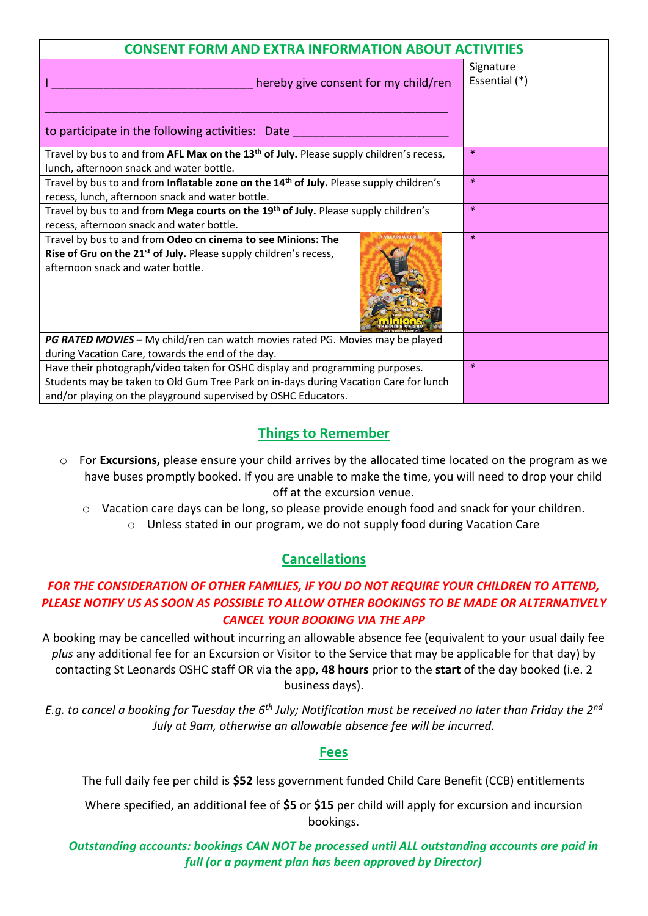| CONSENT FORM AND EXTRA INFORMATION ABOUT ACTIVITIES | |
|---|---|
| I ______________________________ hereby give consent for my child/ren ______________________________________________________________ to participate in the following activities: Date ________________________ | Signature Essential (*) |
| Travel by bus to and from **AFL Max on the 13th of July.** Please supply children's recess, lunch, afternoon snack and water bottle. | * |
| Travel by bus to and from **Inflatable zone on the 14th of July.** Please supply children's recess, lunch, afternoon snack and water bottle. | * |
| Travel by bus to and from **Mega courts on the 19th of July.** Please supply children's recess, afternoon snack and water bottle. | * |
| Travel by bus to and from **Odeo cn cinema to see Minions: The Rise of Gru on the 21st of July.** Please supply children's recess, afternoon snack and water bottle. | * |
| ***PG RATED MOVIES –*** My child/ren can watch movies rated PG. Movies may be played during Vacation Care, towards the end of the day. | |
| Have their photograph/video taken for OSHC display and programming purposes. Students may be taken to Old Gum Tree Park on in-days during Vacation Care for lunch and/or playing on the playground supervised by OSHC Educators. | * |

## Things to Remember

- For **Excursions,** please ensure your child arrives by the allocated time located on the program as we have buses promptly booked. If you are unable to make the time, you will need to drop your child off at the excursion venue.
  - Vacation care days can be long, so please provide enough food and snack for your children.
    - Unless stated in our program, we do not supply food during Vacation Care

## Cancellations

***FOR THE CONSIDERATION OF OTHER FAMILIES, IF YOU DO NOT REQUIRE YOUR CHILDREN TO ATTEND, PLEASE NOTIFY US AS SOON AS POSSIBLE TO ALLOW OTHER BOOKINGS TO BE MADE OR ALTERNATIVELY CANCEL YOUR BOOKING VIA THE APP***

A booking may be cancelled without incurring an allowable absence fee (equivalent to your usual daily fee *plus* any additional fee for an Excursion or Visitor to the Service that may be applicable for that day) by contacting St Leonards OSHC staff OR via the app, **48 hours** prior to the **start** of the day booked (i.e. 2 business days).

*E.g. to cancel a booking for Tuesday the 6th July; Notification must be received no later than Friday the 2nd July at 9am, otherwise an allowable absence fee will be incurred.*

## Fees

The full daily fee per child is **$52** less government funded Child Care Benefit (CCB) entitlements

Where specified, an additional fee of **$5** or **$15** per child will apply for excursion and incursion bookings.

***Outstanding accounts: bookings CAN NOT be processed until ALL outstanding accounts are paid in full (or a payment plan has been approved by Director)***